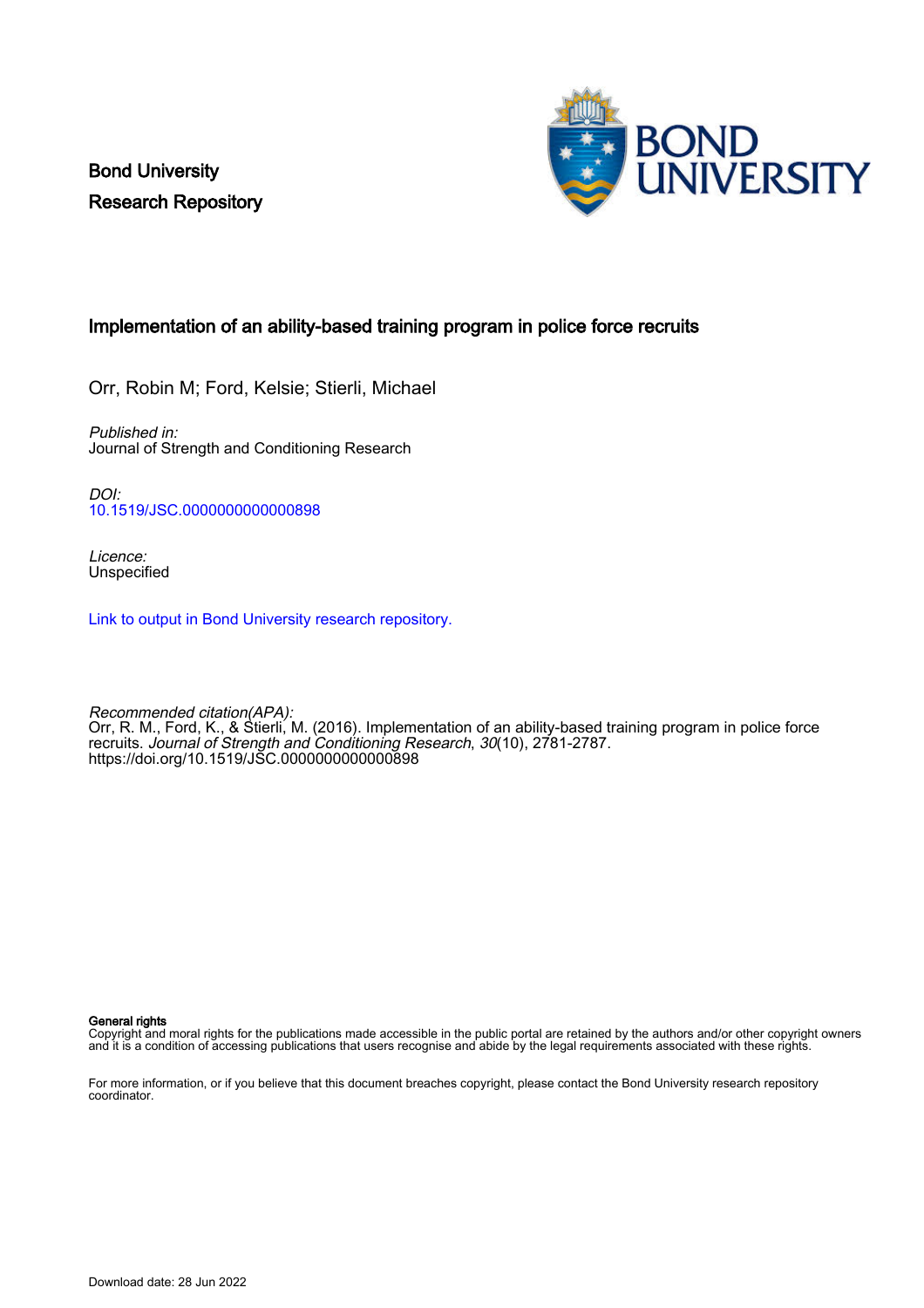Bond University
Research Repository

# Implementation of an ability-based training program in police force recruits

Orr, Robin M; Ford, Kelsie; Stierli, Michael

*Published in:*
Journal of Strength and Conditioning Research

*DOI:*
10.1519/JSC.0000000000000898

*Licence:*
Unspecified

Link to output in Bond University research repository.

*Recommended citation(APA):*
Orr, R. M., Ford, K., & Stierli, M. (2016). Implementation of an ability-based training program in police force recruits. *Journal of Strength and Conditioning Research*, *30*(10), 2781-2787. https://doi.org/10.1519/JSC.0000000000000898

**General rights**
Copyright and moral rights for the publications made accessible in the public portal are retained by the authors and/or other copyright owners and it is a condition of accessing publications that users recognise and abide by the legal requirements associated with these rights.

For more information, or if you believe that this document breaches copyright, please contact the Bond University research repository coordinator.

Download date: 28 Jun 2022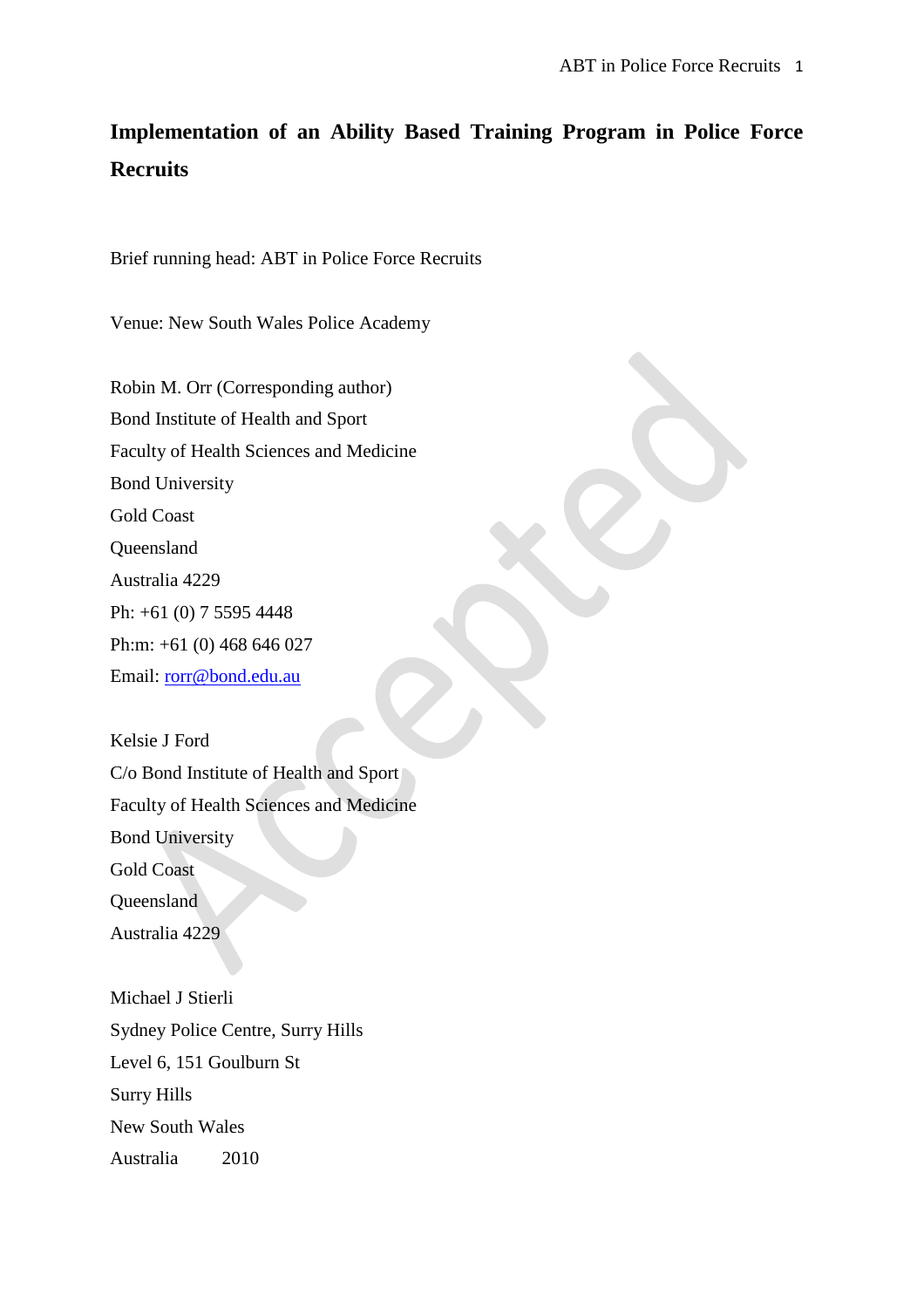# Implementation of an Ability Based Training Program in Police Force Recruits

Brief running head: ABT in Police Force Recruits

Venue: New South Wales Police Academy

Robin M. Orr (Corresponding author)
Bond Institute of Health and Sport
Faculty of Health Sciences and Medicine
Bond University
Gold Coast
Queensland
Australia 4229
Ph: +61 (0) 7 5595 4448
Ph:m: +61 (0) 468 646 027
Email: [rorr@bond.edu.au](mailto:rorr@bond.edu.au)

Kelsie J Ford
C/o Bond Institute of Health and Sport
Faculty of Health Sciences and Medicine
Bond University
Gold Coast
Queensland
Australia 4229

Michael J Stierli
Sydney Police Centre, Surry Hills
Level 6, 151 Goulburn St
Surry Hills
New South Wales
Australia 2010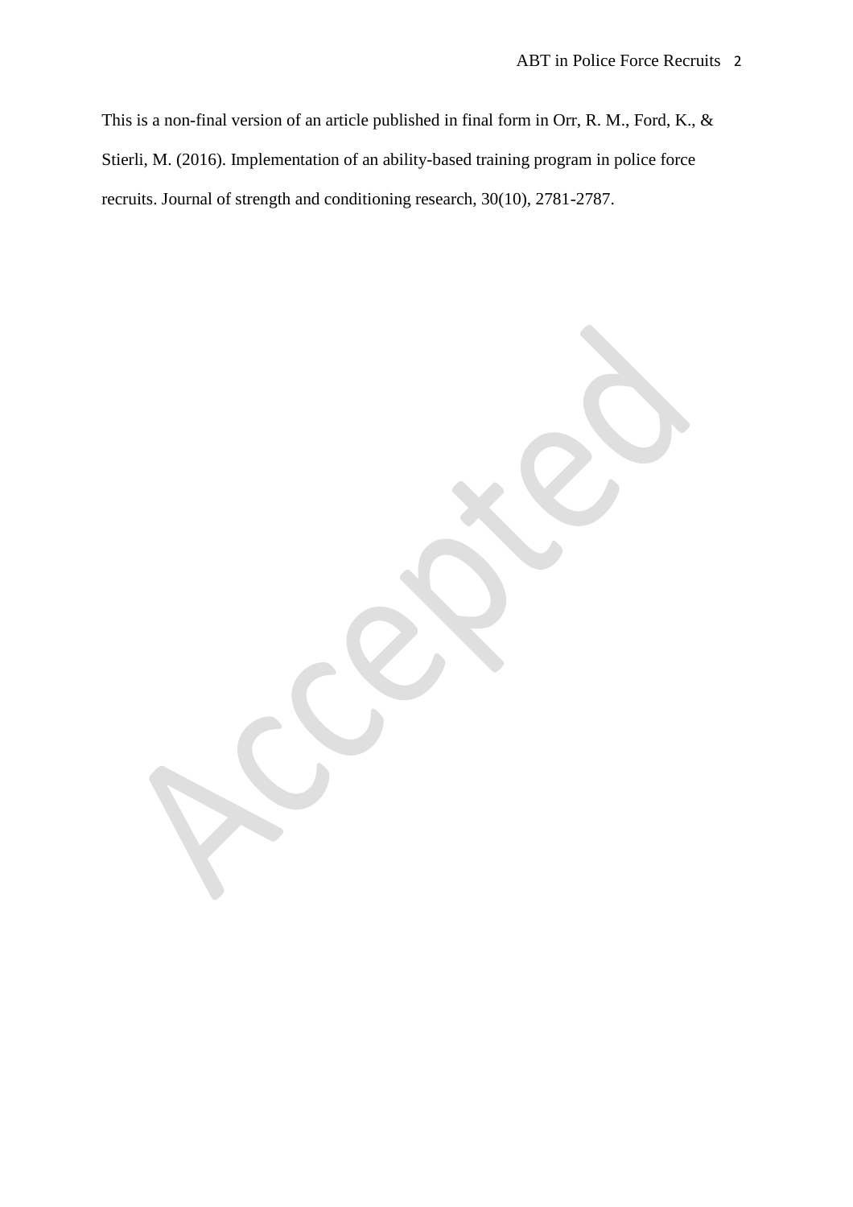This is a non-final version of an article published in final form in Orr, R. M., Ford, K., & Stierli, M. (2016). Implementation of an ability-based training program in police force recruits. Journal of strength and conditioning research, 30(10), 2781-2787.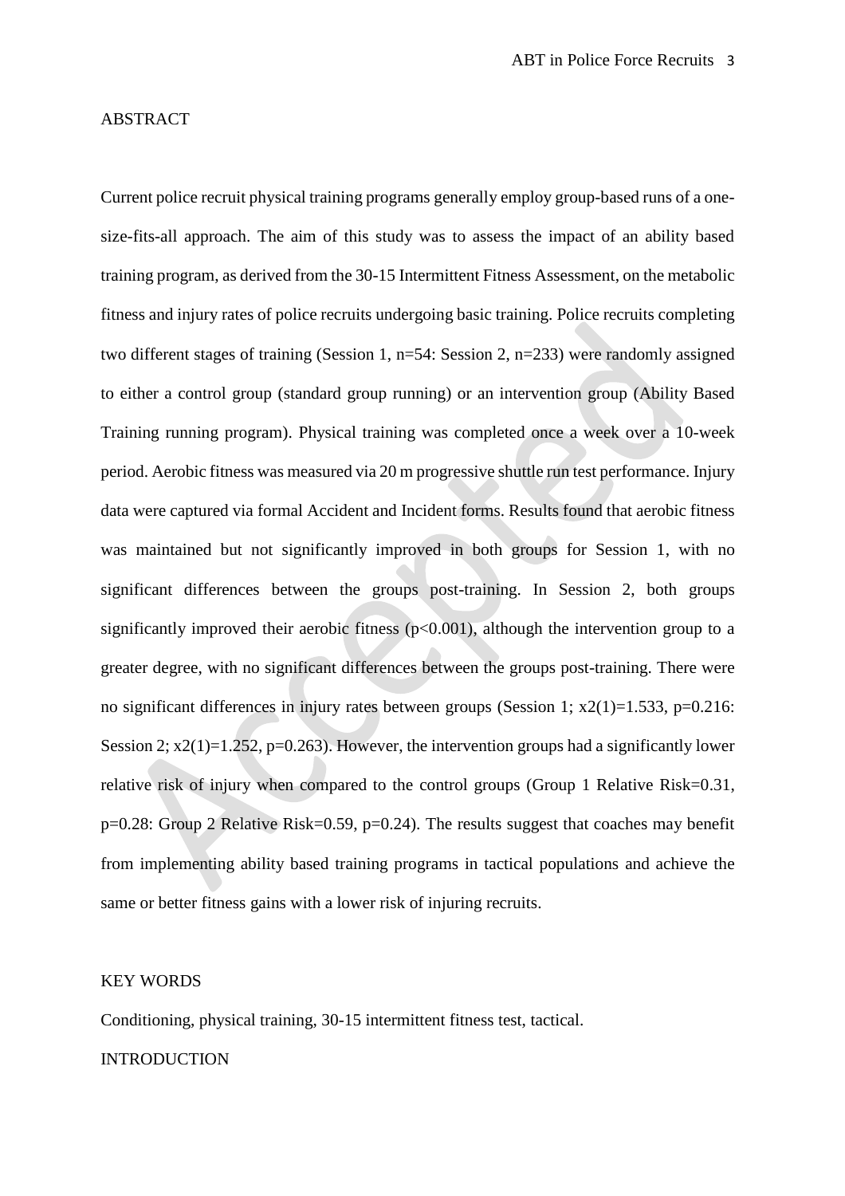## ABSTRACT

Current police recruit physical training programs generally employ group-based runs of a one-size-fits-all approach. The aim of this study was to assess the impact of an ability based training program, as derived from the 30-15 Intermittent Fitness Assessment, on the metabolic fitness and injury rates of police recruits undergoing basic training. Police recruits completing two different stages of training (Session 1, n=54: Session 2, n=233) were randomly assigned to either a control group (standard group running) or an intervention group (Ability Based Training running program). Physical training was completed once a week over a 10-week period. Aerobic fitness was measured via 20 m progressive shuttle run test performance. Injury data were captured via formal Accident and Incident forms. Results found that aerobic fitness was maintained but not significantly improved in both groups for Session 1, with no significant differences between the groups post-training. In Session 2, both groups significantly improved their aerobic fitness ($p<0.001$), although the intervention group to a greater degree, with no significant differences between the groups post-training. There were no significant differences in injury rates between groups (Session 1; $x2(1)=1.533$, $p=0.216$: Session 2; $x2(1)=1.252$, $p=0.263$). However, the intervention groups had a significantly lower relative risk of injury when compared to the control groups (Group 1 Relative Risk=0.31, $p=0.28$: Group 2 Relative Risk=0.59, $p=0.24$). The results suggest that coaches may benefit from implementing ability based training programs in tactical populations and achieve the same or better fitness gains with a lower risk of injuring recruits.

## KEY WORDS

Conditioning, physical training, 30-15 intermittent fitness test, tactical.

## INTRODUCTION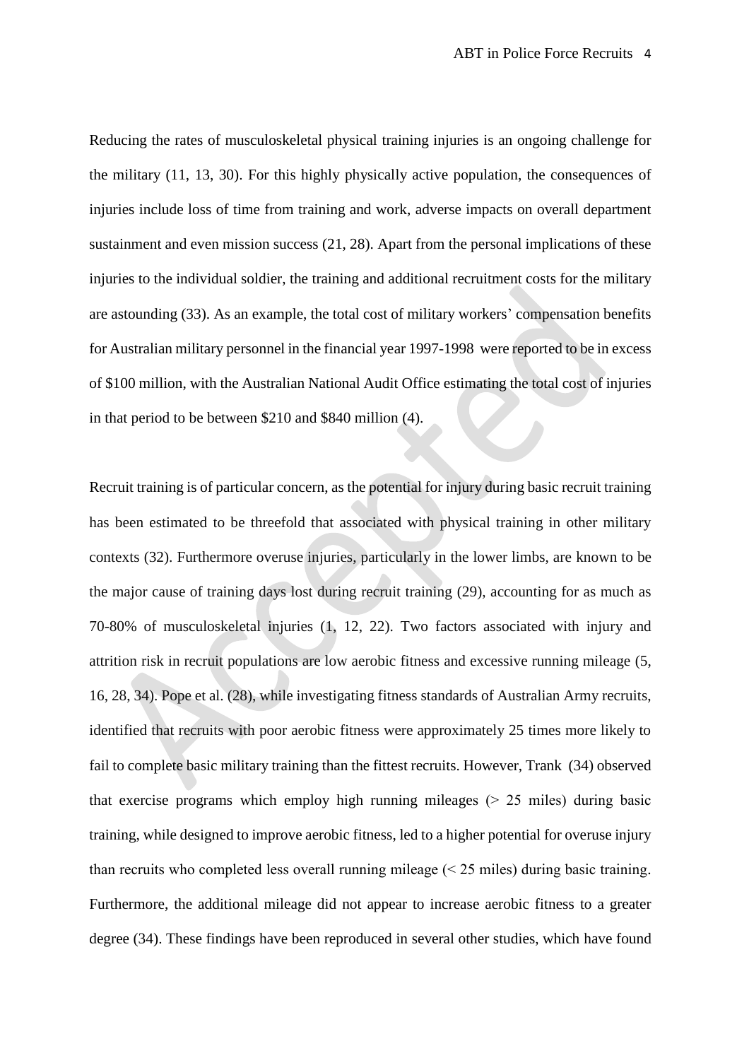Reducing the rates of musculoskeletal physical training injuries is an ongoing challenge for the military (11, 13, 30). For this highly physically active population, the consequences of injuries include loss of time from training and work, adverse impacts on overall department sustainment and even mission success (21, 28). Apart from the personal implications of these injuries to the individual soldier, the training and additional recruitment costs for the military are astounding (33). As an example, the total cost of military workers' compensation benefits for Australian military personnel in the financial year 1997-1998 were reported to be in excess of $100 million, with the Australian National Audit Office estimating the total cost of injuries in that period to be between $210 and $840 million (4).

Recruit training is of particular concern, as the potential for injury during basic recruit training has been estimated to be threefold that associated with physical training in other military contexts (32). Furthermore overuse injuries, particularly in the lower limbs, are known to be the major cause of training days lost during recruit training (29), accounting for as much as 70-80% of musculoskeletal injuries (1, 12, 22). Two factors associated with injury and attrition risk in recruit populations are low aerobic fitness and excessive running mileage (5, 16, 28, 34). Pope et al. (28), while investigating fitness standards of Australian Army recruits, identified that recruits with poor aerobic fitness were approximately 25 times more likely to fail to complete basic military training than the fittest recruits. However, Trank (34) observed that exercise programs which employ high running mileages (> 25 miles) during basic training, while designed to improve aerobic fitness, led to a higher potential for overuse injury than recruits who completed less overall running mileage (< 25 miles) during basic training. Furthermore, the additional mileage did not appear to increase aerobic fitness to a greater degree (34). These findings have been reproduced in several other studies, which have found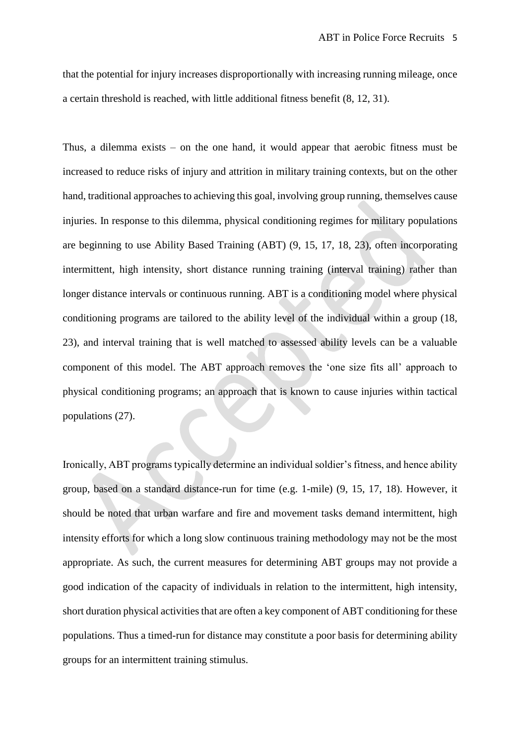that the potential for injury increases disproportionally with increasing running mileage, once a certain threshold is reached, with little additional fitness benefit (8, 12, 31).

Thus, a dilemma exists – on the one hand, it would appear that aerobic fitness must be increased to reduce risks of injury and attrition in military training contexts, but on the other hand, traditional approaches to achieving this goal, involving group running, themselves cause injuries. In response to this dilemma, physical conditioning regimes for military populations are beginning to use Ability Based Training (ABT) (9, 15, 17, 18, 23), often incorporating intermittent, high intensity, short distance running training (interval training) rather than longer distance intervals or continuous running. ABT is a conditioning model where physical conditioning programs are tailored to the ability level of the individual within a group (18, 23), and interval training that is well matched to assessed ability levels can be a valuable component of this model. The ABT approach removes the 'one size fits all' approach to physical conditioning programs; an approach that is known to cause injuries within tactical populations (27).

Ironically, ABT programs typically determine an individual soldier's fitness, and hence ability group, based on a standard distance-run for time (e.g. 1-mile) (9, 15, 17, 18). However, it should be noted that urban warfare and fire and movement tasks demand intermittent, high intensity efforts for which a long slow continuous training methodology may not be the most appropriate. As such, the current measures for determining ABT groups may not provide a good indication of the capacity of individuals in relation to the intermittent, high intensity, short duration physical activities that are often a key component of ABT conditioning for these populations. Thus a timed-run for distance may constitute a poor basis for determining ability groups for an intermittent training stimulus.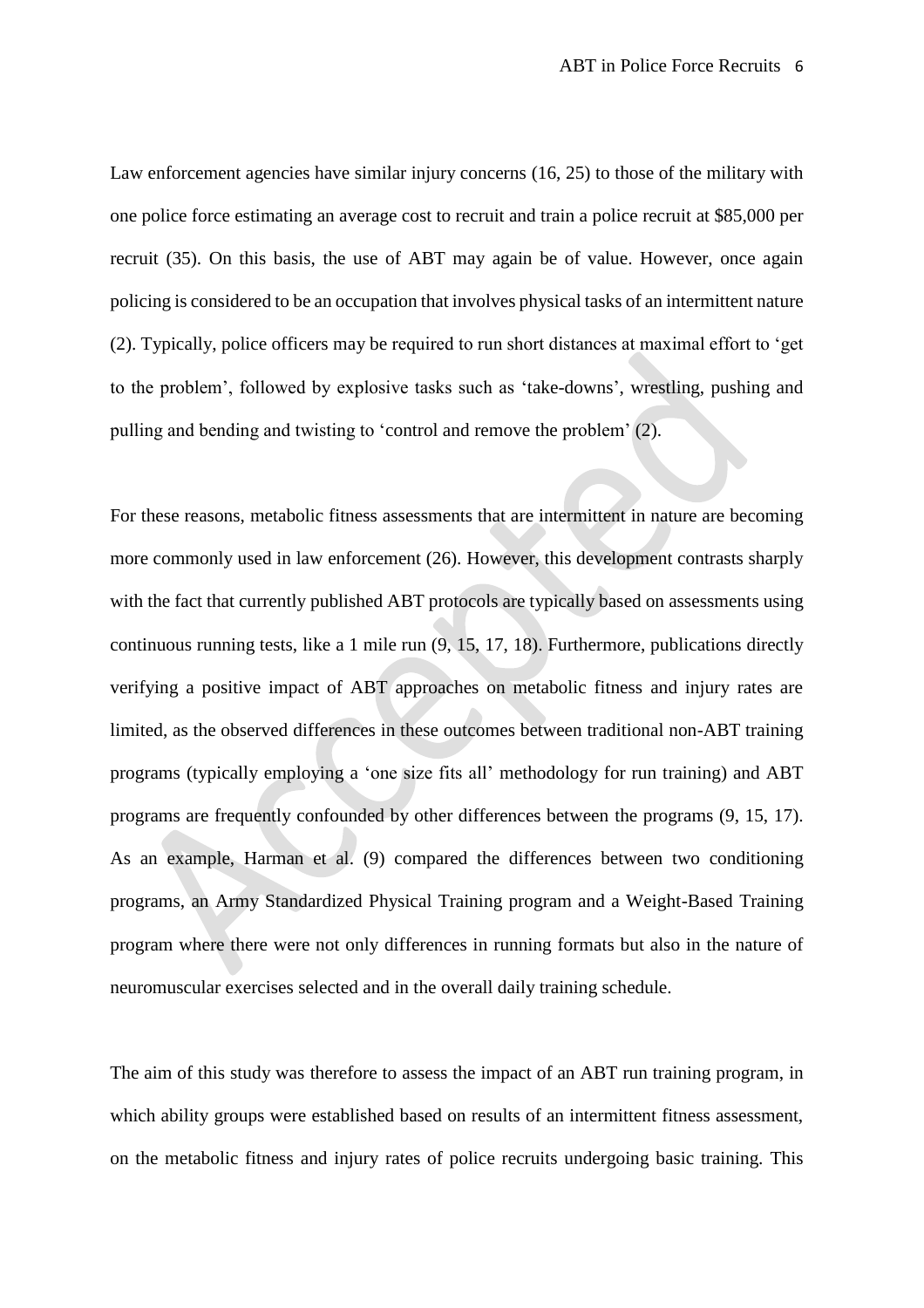Law enforcement agencies have similar injury concerns (16, 25) to those of the military with one police force estimating an average cost to recruit and train a police recruit at $85,000 per recruit (35). On this basis, the use of ABT may again be of value. However, once again policing is considered to be an occupation that involves physical tasks of an intermittent nature (2). Typically, police officers may be required to run short distances at maximal effort to 'get to the problem', followed by explosive tasks such as 'take-downs', wrestling, pushing and pulling and bending and twisting to 'control and remove the problem' (2).

For these reasons, metabolic fitness assessments that are intermittent in nature are becoming more commonly used in law enforcement (26). However, this development contrasts sharply with the fact that currently published ABT protocols are typically based on assessments using continuous running tests, like a 1 mile run (9, 15, 17, 18). Furthermore, publications directly verifying a positive impact of ABT approaches on metabolic fitness and injury rates are limited, as the observed differences in these outcomes between traditional non-ABT training programs (typically employing a 'one size fits all' methodology for run training) and ABT programs are frequently confounded by other differences between the programs (9, 15, 17). As an example, Harman et al. (9) compared the differences between two conditioning programs, an Army Standardized Physical Training program and a Weight-Based Training program where there were not only differences in running formats but also in the nature of neuromuscular exercises selected and in the overall daily training schedule.

The aim of this study was therefore to assess the impact of an ABT run training program, in which ability groups were established based on results of an intermittent fitness assessment, on the metabolic fitness and injury rates of police recruits undergoing basic training. This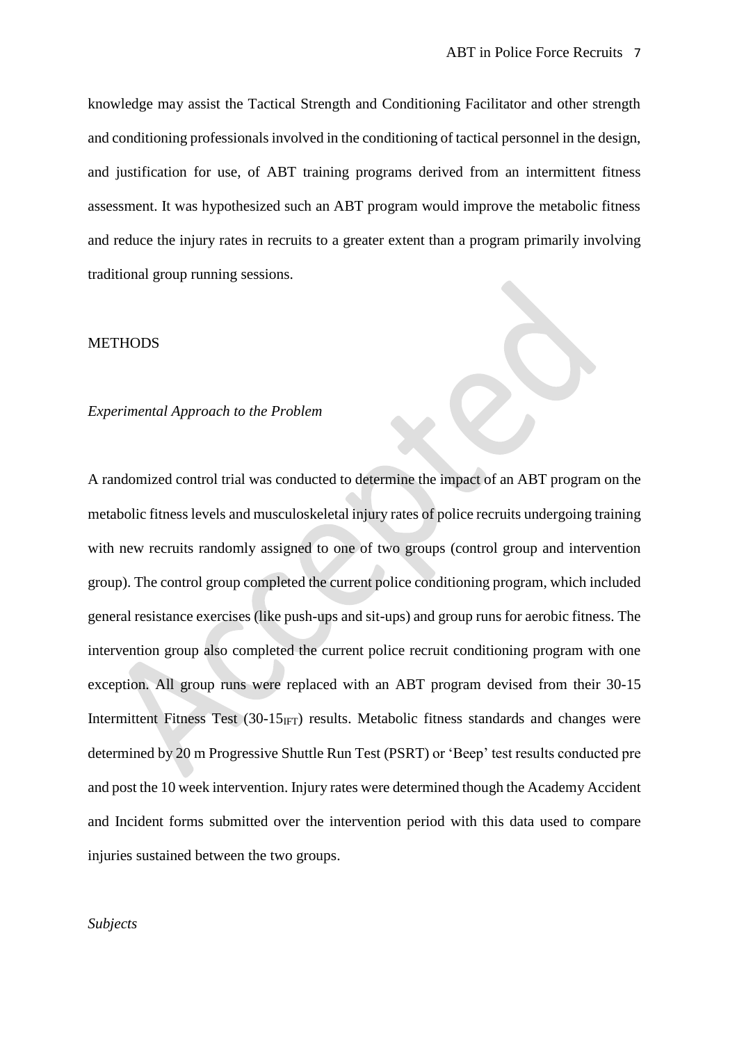knowledge may assist the Tactical Strength and Conditioning Facilitator and other strength and conditioning professionals involved in the conditioning of tactical personnel in the design, and justification for use, of ABT training programs derived from an intermittent fitness assessment. It was hypothesized such an ABT program would improve the metabolic fitness and reduce the injury rates in recruits to a greater extent than a program primarily involving traditional group running sessions.

## METHODS

### *Experimental Approach to the Problem*

A randomized control trial was conducted to determine the impact of an ABT program on the metabolic fitness levels and musculoskeletal injury rates of police recruits undergoing training with new recruits randomly assigned to one of two groups (control group and intervention group). The control group completed the current police conditioning program, which included general resistance exercises (like push-ups and sit-ups) and group runs for aerobic fitness. The intervention group also completed the current police recruit conditioning program with one exception. All group runs were replaced with an ABT program devised from their 30-15 Intermittent Fitness Test (30-$15_{IFT}$) results. Metabolic fitness standards and changes were determined by 20 m Progressive Shuttle Run Test (PSRT) or 'Beep' test results conducted pre and post the 10 week intervention. Injury rates were determined though the Academy Accident and Incident forms submitted over the intervention period with this data used to compare injuries sustained between the two groups.

### *Subjects*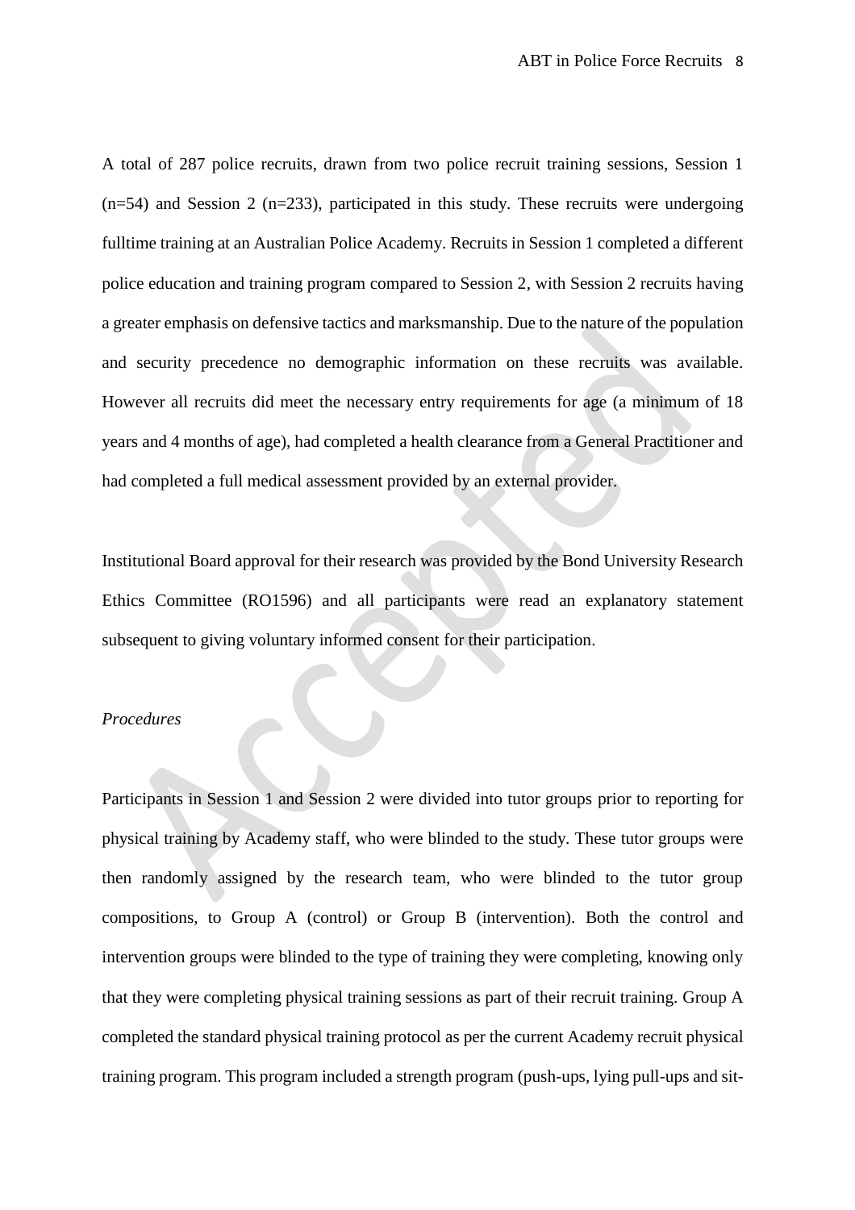A total of 287 police recruits, drawn from two police recruit training sessions, Session 1 (n=54) and Session 2 (n=233), participated in this study. These recruits were undergoing fulltime training at an Australian Police Academy. Recruits in Session 1 completed a different police education and training program compared to Session 2, with Session 2 recruits having a greater emphasis on defensive tactics and marksmanship. Due to the nature of the population and security precedence no demographic information on these recruits was available. However all recruits did meet the necessary entry requirements for age (a minimum of 18 years and 4 months of age), had completed a health clearance from a General Practitioner and had completed a full medical assessment provided by an external provider.

Institutional Board approval for their research was provided by the Bond University Research Ethics Committee (RO1596) and all participants were read an explanatory statement subsequent to giving voluntary informed consent for their participation.

*Procedures*

Participants in Session 1 and Session 2 were divided into tutor groups prior to reporting for physical training by Academy staff, who were blinded to the study. These tutor groups were then randomly assigned by the research team, who were blinded to the tutor group compositions, to Group A (control) or Group B (intervention). Both the control and intervention groups were blinded to the type of training they were completing, knowing only that they were completing physical training sessions as part of their recruit training. Group A completed the standard physical training protocol as per the current Academy recruit physical training program. This program included a strength program (push-ups, lying pull-ups and sit-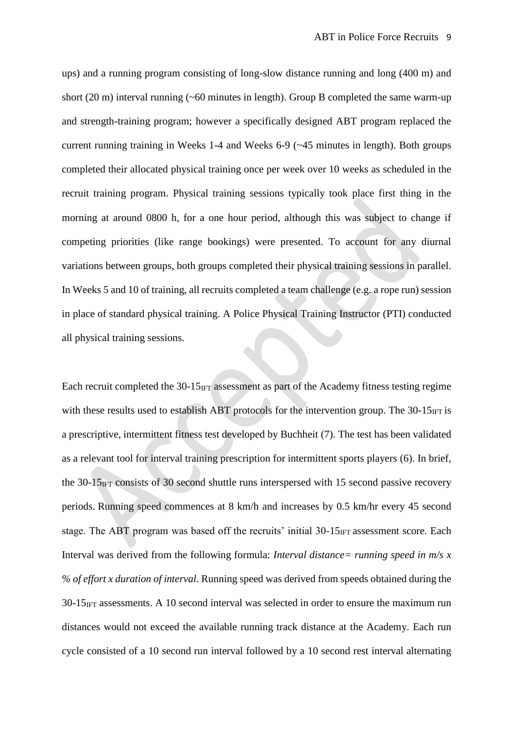ups) and a running program consisting of long-slow distance running and long (400 m) and short (20 m) interval running (~60 minutes in length). Group B completed the same warm-up and strength-training program; however a specifically designed ABT program replaced the current running training in Weeks 1-4 and Weeks 6-9 (~45 minutes in length). Both groups completed their allocated physical training once per week over 10 weeks as scheduled in the recruit training program. Physical training sessions typically took place first thing in the morning at around 0800 h, for a one hour period, although this was subject to change if competing priorities (like range bookings) were presented. To account for any diurnal variations between groups, both groups completed their physical training sessions in parallel. In Weeks 5 and 10 of training, all recruits completed a team challenge (e.g. a rope run) session in place of standard physical training. A Police Physical Training Instructor (PTI) conducted all physical training sessions.

Each recruit completed the $30\text{-}15_{IFT}$ assessment as part of the Academy fitness testing regime with these results used to establish ABT protocols for the intervention group. The $30\text{-}15_{IFT}$ is a prescriptive, intermittent fitness test developed by Buchheit (7). The test has been validated as a relevant tool for interval training prescription for intermittent sports players (6). In brief, the $30\text{-}15_{IFT}$ consists of 30 second shuttle runs interspersed with 15 second passive recovery periods. Running speed commences at 8 km/h and increases by 0.5 km/hr every 45 second stage. The ABT program was based off the recruits' initial $30\text{-}15_{IFT}$ assessment score. Each Interval was derived from the following formula: *Interval distance= running speed in m/s x % of effort x duration of interval*. Running speed was derived from speeds obtained during the $30\text{-}15_{IFT}$ assessments. A 10 second interval was selected in order to ensure the maximum run distances would not exceed the available running track distance at the Academy. Each run cycle consisted of a 10 second run interval followed by a 10 second rest interval alternating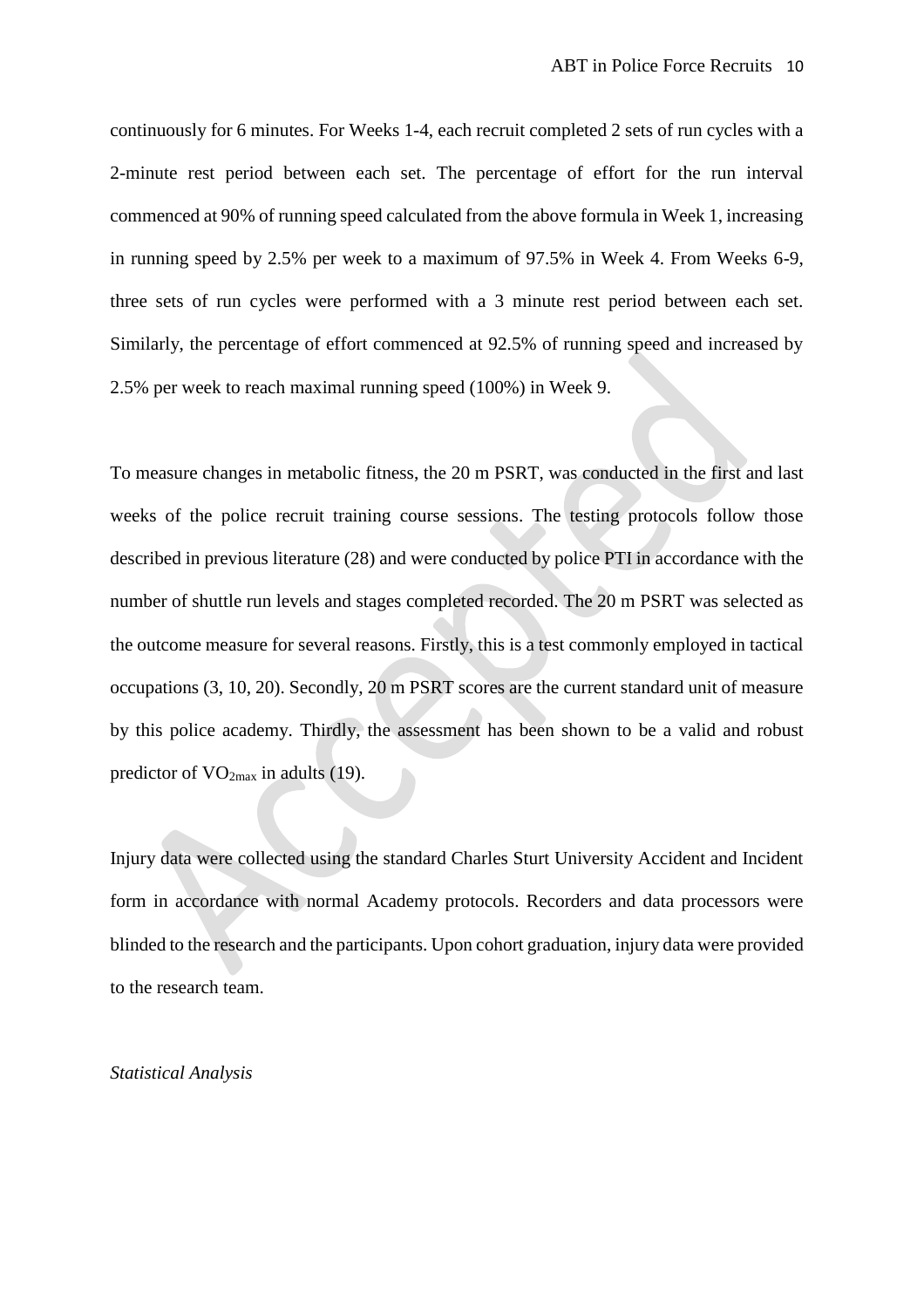continuously for 6 minutes. For Weeks 1-4, each recruit completed 2 sets of run cycles with a 2-minute rest period between each set. The percentage of effort for the run interval commenced at 90% of running speed calculated from the above formula in Week 1, increasing in running speed by 2.5% per week to a maximum of 97.5% in Week 4. From Weeks 6-9, three sets of run cycles were performed with a 3 minute rest period between each set. Similarly, the percentage of effort commenced at 92.5% of running speed and increased by 2.5% per week to reach maximal running speed (100%) in Week 9.

To measure changes in metabolic fitness, the 20 m PSRT, was conducted in the first and last weeks of the police recruit training course sessions. The testing protocols follow those described in previous literature (28) and were conducted by police PTI in accordance with the number of shuttle run levels and stages completed recorded. The 20 m PSRT was selected as the outcome measure for several reasons. Firstly, this is a test commonly employed in tactical occupations (3, 10, 20). Secondly, 20 m PSRT scores are the current standard unit of measure by this police academy. Thirdly, the assessment has been shown to be a valid and robust predictor of $VO_{2max}$ in adults (19).

Injury data were collected using the standard Charles Sturt University Accident and Incident form in accordance with normal Academy protocols. Recorders and data processors were blinded to the research and the participants. Upon cohort graduation, injury data were provided to the research team.

*Statistical Analysis*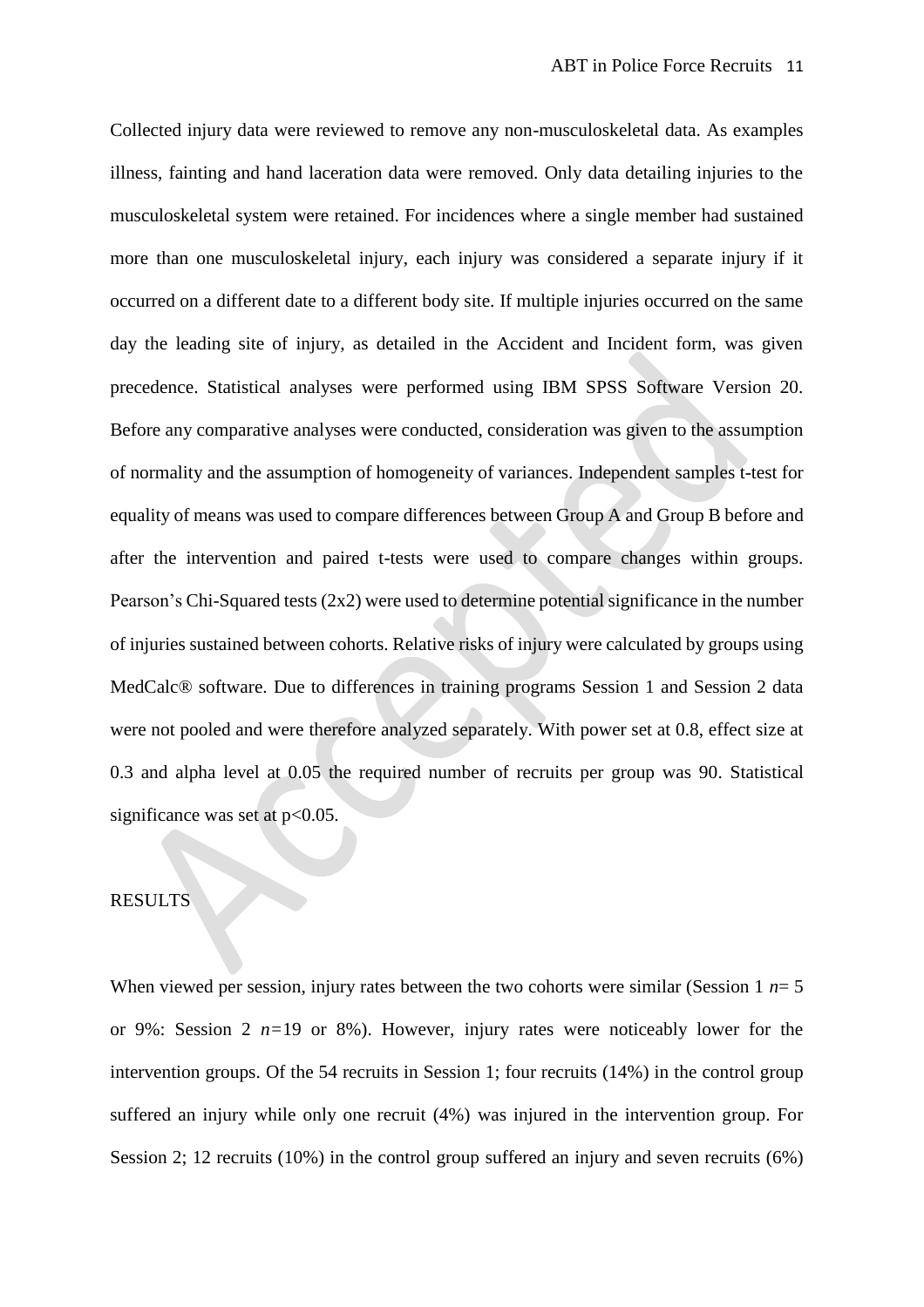Collected injury data were reviewed to remove any non-musculoskeletal data. As examples illness, fainting and hand laceration data were removed. Only data detailing injuries to the musculoskeletal system were retained. For incidences where a single member had sustained more than one musculoskeletal injury, each injury was considered a separate injury if it occurred on a different date to a different body site. If multiple injuries occurred on the same day the leading site of injury, as detailed in the Accident and Incident form, was given precedence. Statistical analyses were performed using IBM SPSS Software Version 20. Before any comparative analyses were conducted, consideration was given to the assumption of normality and the assumption of homogeneity of variances. Independent samples t-test for equality of means was used to compare differences between Group A and Group B before and after the intervention and paired t-tests were used to compare changes within groups. Pearson's Chi-Squared tests (2x2) were used to determine potential significance in the number of injuries sustained between cohorts. Relative risks of injury were calculated by groups using MedCalc® software. Due to differences in training programs Session 1 and Session 2 data were not pooled and were therefore analyzed separately. With power set at 0.8, effect size at 0.3 and alpha level at 0.05 the required number of recruits per group was 90. Statistical significance was set at $p<0.05$.

## RESULTS

When viewed per session, injury rates between the two cohorts were similar (Session 1 $n=5$ or 9%: Session 2 $n=19$ or 8%). However, injury rates were noticeably lower for the intervention groups. Of the 54 recruits in Session 1; four recruits (14%) in the control group suffered an injury while only one recruit (4%) was injured in the intervention group. For Session 2; 12 recruits (10%) in the control group suffered an injury and seven recruits (6%)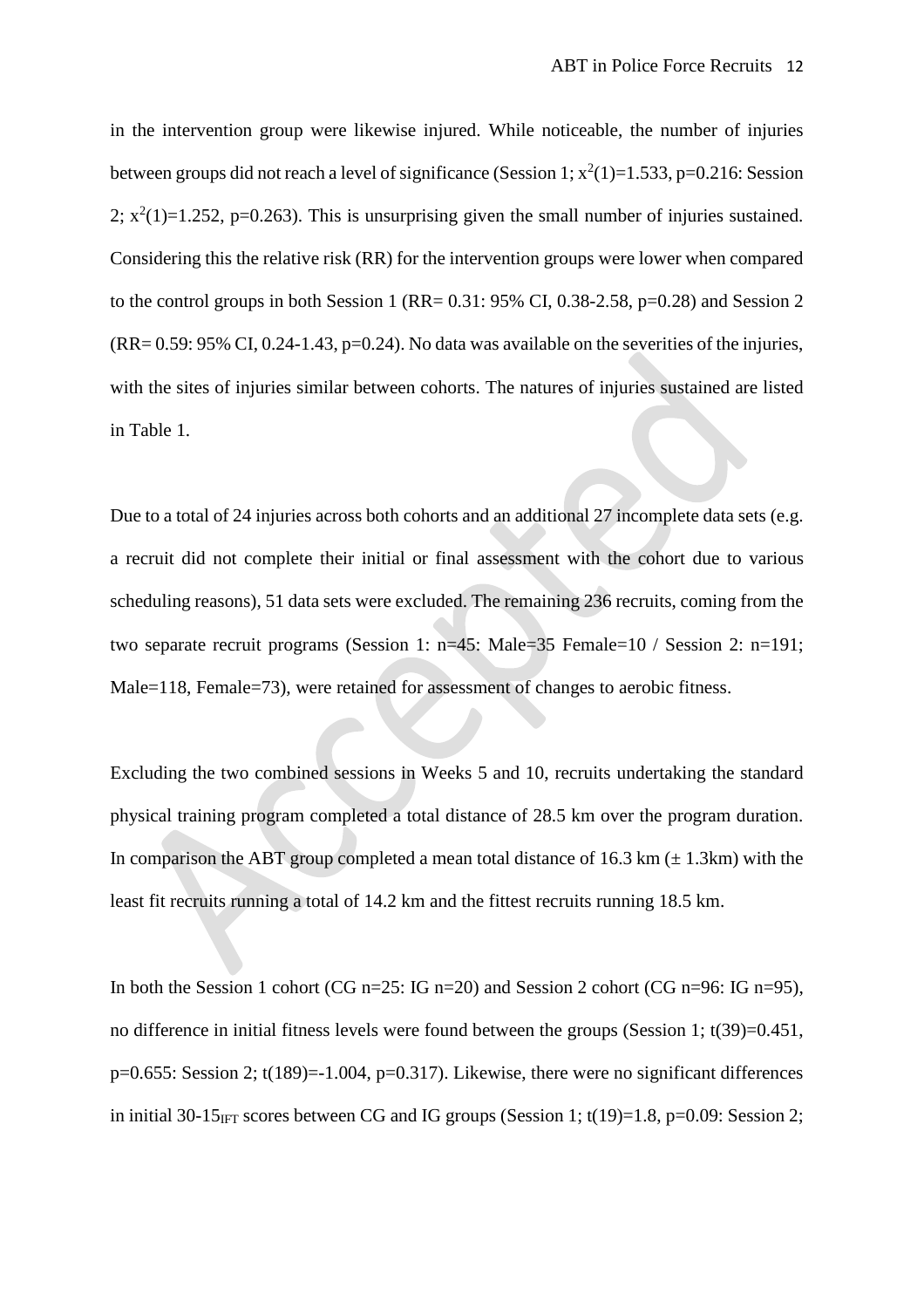in the intervention group were likewise injured. While noticeable, the number of injuries between groups did not reach a level of significance (Session 1; $x^2(1)=1.533$, $p=0.216$: Session 2; $x^2(1)=1.252$, $p=0.263$). This is unsurprising given the small number of injuries sustained. Considering this the relative risk (RR) for the intervention groups were lower when compared to the control groups in both Session 1 (RR= 0.31: 95% CI, 0.38-2.58, p=0.28) and Session 2 (RR= 0.59: 95% CI, 0.24-1.43, p=0.24). No data was available on the severities of the injuries, with the sites of injuries similar between cohorts. The natures of injuries sustained are listed in Table 1.

Due to a total of 24 injuries across both cohorts and an additional 27 incomplete data sets (e.g. a recruit did not complete their initial or final assessment with the cohort due to various scheduling reasons), 51 data sets were excluded. The remaining 236 recruits, coming from the two separate recruit programs (Session 1: n=45: Male=35 Female=10 / Session 2: n=191; Male=118, Female=73), were retained for assessment of changes to aerobic fitness.

Excluding the two combined sessions in Weeks 5 and 10, recruits undertaking the standard physical training program completed a total distance of 28.5 km over the program duration. In comparison the ABT group completed a mean total distance of 16.3 km (± 1.3km) with the least fit recruits running a total of 14.2 km and the fittest recruits running 18.5 km.

In both the Session 1 cohort (CG n=25: IG n=20) and Session 2 cohort (CG n=96: IG n=95), no difference in initial fitness levels were found between the groups (Session 1; $t(39)=0.451$, $p=0.655$: Session 2; $t(189)=-1.004$, $p=0.317$). Likewise, there were no significant differences in initial 30-15$_{IFT}$ scores between CG and IG groups (Session 1; $t(19)=1.8$, $p=0.09$: Session 2;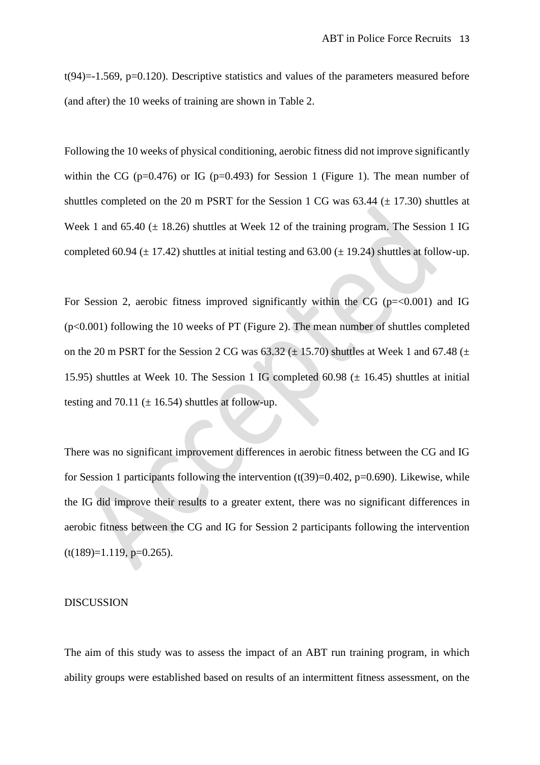$t(94)=-1.569$, $p=0.120$). Descriptive statistics and values of the parameters measured before (and after) the 10 weeks of training are shown in Table 2.

Following the 10 weeks of physical conditioning, aerobic fitness did not improve significantly within the CG ($p=0.476$) or IG ($p=0.493$) for Session 1 (Figure 1). The mean number of shuttles completed on the 20 m PSRT for the Session 1 CG was 63.44 (± 17.30) shuttles at Week 1 and 65.40 (± 18.26) shuttles at Week 12 of the training program. The Session 1 IG completed 60.94 (± 17.42) shuttles at initial testing and 63.00 (± 19.24) shuttles at follow-up.

For Session 2, aerobic fitness improved significantly within the CG ($p=<0.001$) and IG ($p<0.001$) following the 10 weeks of PT (Figure 2). The mean number of shuttles completed on the 20 m PSRT for the Session 2 CG was 63.32 (± 15.70) shuttles at Week 1 and 67.48 (± 15.95) shuttles at Week 10. The Session 1 IG completed 60.98 (± 16.45) shuttles at initial testing and 70.11 (± 16.54) shuttles at follow-up.

There was no significant improvement differences in aerobic fitness between the CG and IG for Session 1 participants following the intervention ($t(39)=0.402$, $p=0.690$). Likewise, while the IG did improve their results to a greater extent, there was no significant differences in aerobic fitness between the CG and IG for Session 2 participants following the intervention ($t(189)=1.119$, $p=0.265$).

## DISCUSSION

The aim of this study was to assess the impact of an ABT run training program, in which ability groups were established based on results of an intermittent fitness assessment, on the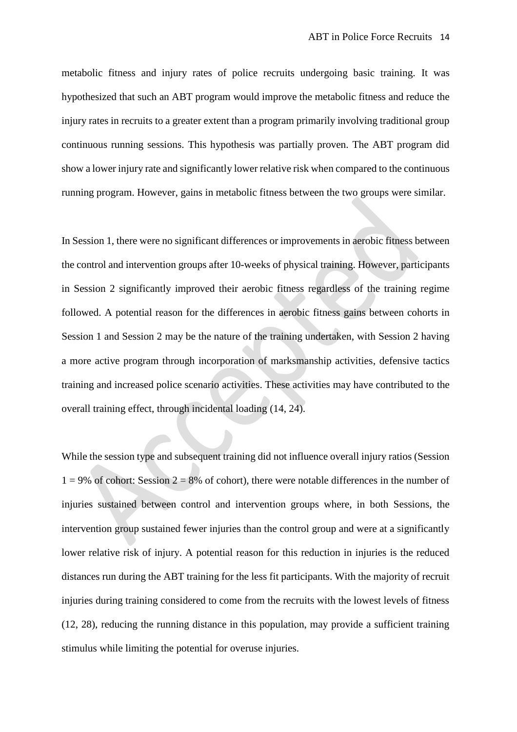metabolic fitness and injury rates of police recruits undergoing basic training. It was hypothesized that such an ABT program would improve the metabolic fitness and reduce the injury rates in recruits to a greater extent than a program primarily involving traditional group continuous running sessions. This hypothesis was partially proven. The ABT program did show a lower injury rate and significantly lower relative risk when compared to the continuous running program. However, gains in metabolic fitness between the two groups were similar.

In Session 1, there were no significant differences or improvements in aerobic fitness between the control and intervention groups after 10-weeks of physical training. However, participants in Session 2 significantly improved their aerobic fitness regardless of the training regime followed. A potential reason for the differences in aerobic fitness gains between cohorts in Session 1 and Session 2 may be the nature of the training undertaken, with Session 2 having a more active program through incorporation of marksmanship activities, defensive tactics training and increased police scenario activities. These activities may have contributed to the overall training effect, through incidental loading (14, 24).

While the session type and subsequent training did not influence overall injury ratios (Session 1 = 9% of cohort: Session 2 = 8% of cohort), there were notable differences in the number of injuries sustained between control and intervention groups where, in both Sessions, the intervention group sustained fewer injuries than the control group and were at a significantly lower relative risk of injury. A potential reason for this reduction in injuries is the reduced distances run during the ABT training for the less fit participants. With the majority of recruit injuries during training considered to come from the recruits with the lowest levels of fitness (12, 28), reducing the running distance in this population, may provide a sufficient training stimulus while limiting the potential for overuse injuries.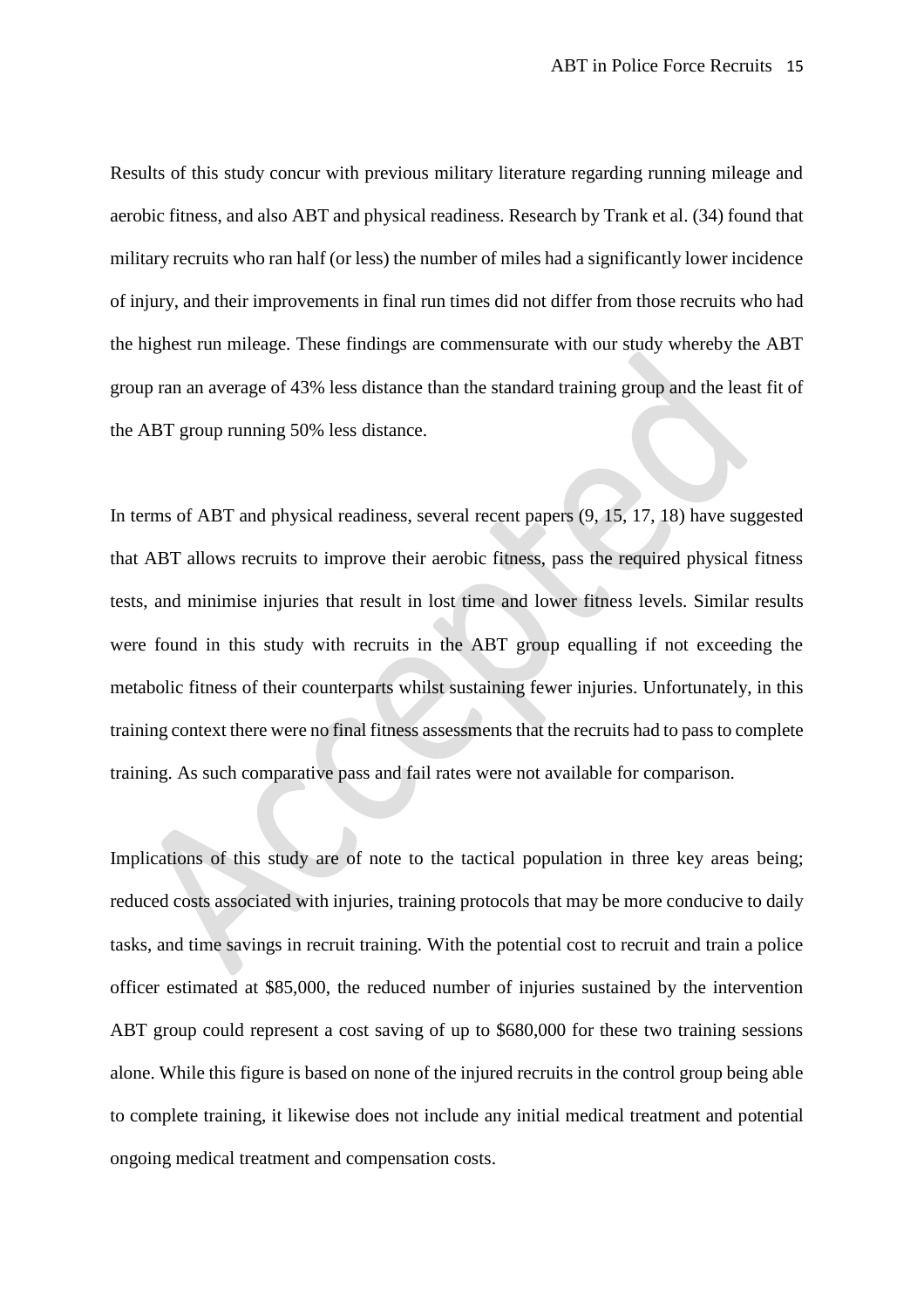Results of this study concur with previous military literature regarding running mileage and aerobic fitness, and also ABT and physical readiness. Research by Trank et al. (34) found that military recruits who ran half (or less) the number of miles had a significantly lower incidence of injury, and their improvements in final run times did not differ from those recruits who had the highest run mileage. These findings are commensurate with our study whereby the ABT group ran an average of 43% less distance than the standard training group and the least fit of the ABT group running 50% less distance.

In terms of ABT and physical readiness, several recent papers (9, 15, 17, 18) have suggested that ABT allows recruits to improve their aerobic fitness, pass the required physical fitness tests, and minimise injuries that result in lost time and lower fitness levels. Similar results were found in this study with recruits in the ABT group equalling if not exceeding the metabolic fitness of their counterparts whilst sustaining fewer injuries. Unfortunately, in this training context there were no final fitness assessments that the recruits had to pass to complete training. As such comparative pass and fail rates were not available for comparison.

Implications of this study are of note to the tactical population in three key areas being; reduced costs associated with injuries, training protocols that may be more conducive to daily tasks, and time savings in recruit training. With the potential cost to recruit and train a police officer estimated at $85,000, the reduced number of injuries sustained by the intervention ABT group could represent a cost saving of up to $680,000 for these two training sessions alone. While this figure is based on none of the injured recruits in the control group being able to complete training, it likewise does not include any initial medical treatment and potential ongoing medical treatment and compensation costs.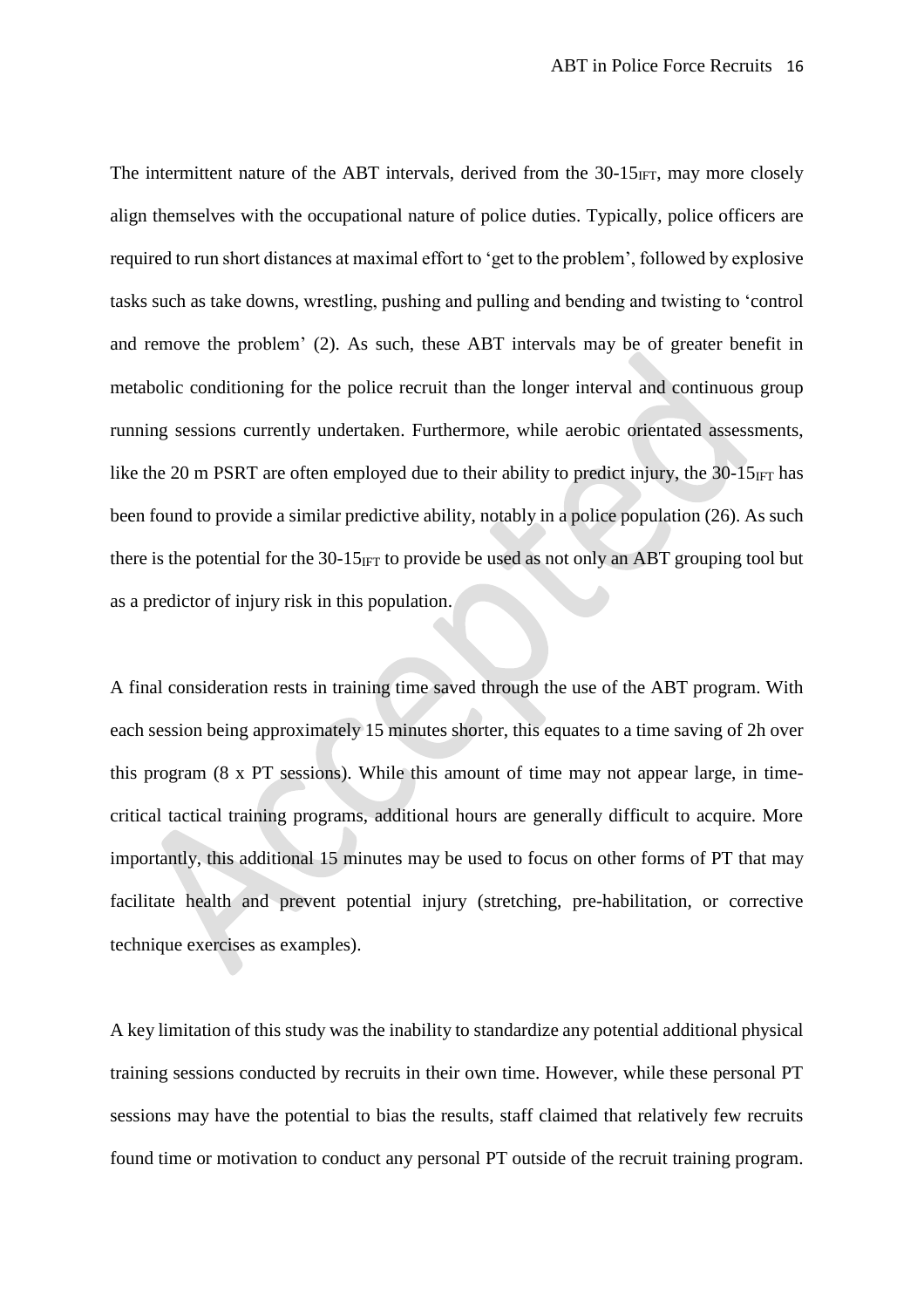The intermittent nature of the ABT intervals, derived from the 30-15$_{IFT}$, may more closely align themselves with the occupational nature of police duties. Typically, police officers are required to run short distances at maximal effort to 'get to the problem', followed by explosive tasks such as take downs, wrestling, pushing and pulling and bending and twisting to 'control and remove the problem' (2). As such, these ABT intervals may be of greater benefit in metabolic conditioning for the police recruit than the longer interval and continuous group running sessions currently undertaken. Furthermore, while aerobic orientated assessments, like the 20 m PSRT are often employed due to their ability to predict injury, the 30-15$_{IFT}$ has been found to provide a similar predictive ability, notably in a police population (26). As such there is the potential for the 30-15$_{IFT}$ to provide be used as not only an ABT grouping tool but as a predictor of injury risk in this population.

A final consideration rests in training time saved through the use of the ABT program. With each session being approximately 15 minutes shorter, this equates to a time saving of 2h over this program (8 x PT sessions). While this amount of time may not appear large, in time-critical tactical training programs, additional hours are generally difficult to acquire. More importantly, this additional 15 minutes may be used to focus on other forms of PT that may facilitate health and prevent potential injury (stretching, pre-habilitation, or corrective technique exercises as examples).

A key limitation of this study was the inability to standardize any potential additional physical training sessions conducted by recruits in their own time. However, while these personal PT sessions may have the potential to bias the results, staff claimed that relatively few recruits found time or motivation to conduct any personal PT outside of the recruit training program.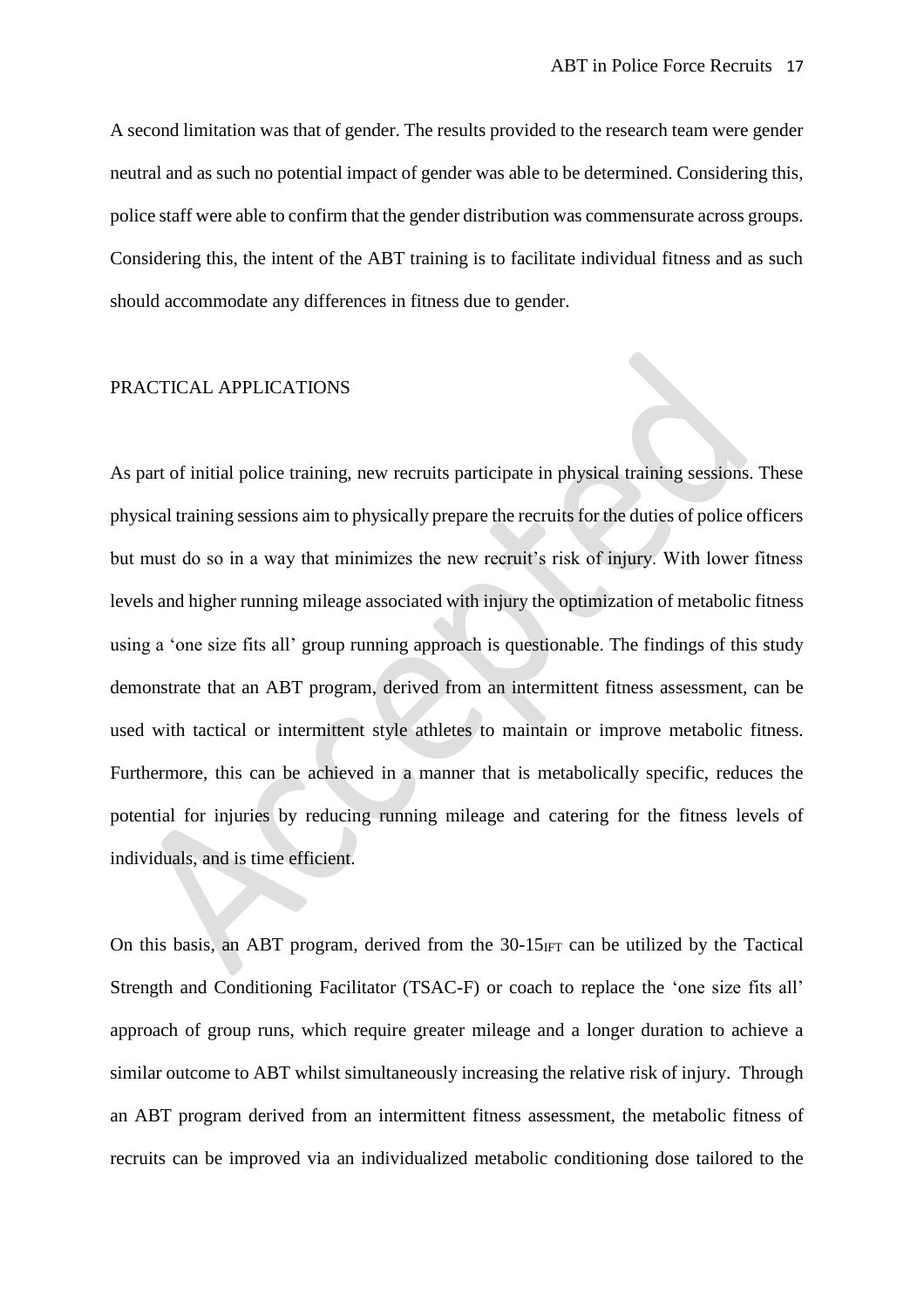A second limitation was that of gender. The results provided to the research team were gender neutral and as such no potential impact of gender was able to be determined. Considering this, police staff were able to confirm that the gender distribution was commensurate across groups. Considering this, the intent of the ABT training is to facilitate individual fitness and as such should accommodate any differences in fitness due to gender.

## PRACTICAL APPLICATIONS

As part of initial police training, new recruits participate in physical training sessions. These physical training sessions aim to physically prepare the recruits for the duties of police officers but must do so in a way that minimizes the new recruit's risk of injury. With lower fitness levels and higher running mileage associated with injury the optimization of metabolic fitness using a 'one size fits all' group running approach is questionable. The findings of this study demonstrate that an ABT program, derived from an intermittent fitness assessment, can be used with tactical or intermittent style athletes to maintain or improve metabolic fitness. Furthermore, this can be achieved in a manner that is metabolically specific, reduces the potential for injuries by reducing running mileage and catering for the fitness levels of individuals, and is time efficient.

On this basis, an ABT program, derived from the 30-15$_{IFT}$ can be utilized by the Tactical Strength and Conditioning Facilitator (TSAC-F) or coach to replace the 'one size fits all' approach of group runs, which require greater mileage and a longer duration to achieve a similar outcome to ABT whilst simultaneously increasing the relative risk of injury. Through an ABT program derived from an intermittent fitness assessment, the metabolic fitness of recruits can be improved via an individualized metabolic conditioning dose tailored to the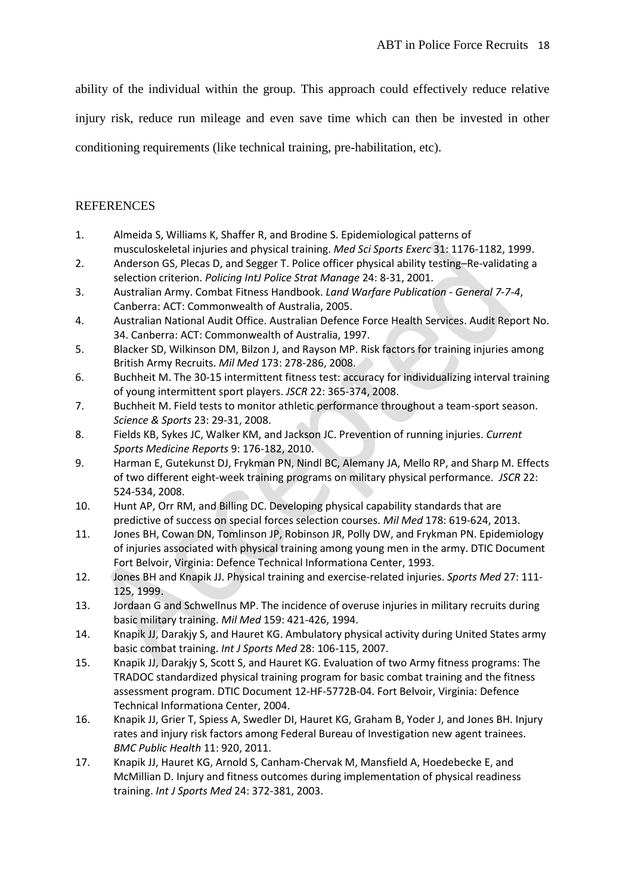ability of the individual within the group. This approach could effectively reduce relative injury risk, reduce run mileage and even save time which can then be invested in other conditioning requirements (like technical training, pre-habilitation, etc).

## REFERENCES

1. Almeida S, Williams K, Shaffer R, and Brodine S. Epidemiological patterns of musculoskeletal injuries and physical training. *Med Sci Sports Exerc* 31: 1176-1182, 1999.
2. Anderson GS, Plecas D, and Segger T. Police officer physical ability testing–Re-validating a selection criterion. *Policing IntJ Police Strat Manage* 24: 8-31, 2001.
3. Australian Army. Combat Fitness Handbook. *Land Warfare Publication - General 7-7-4*, Canberra: ACT: Commonwealth of Australia, 2005.
4. Australian National Audit Office. Australian Defence Force Health Services. Audit Report No. 34. Canberra: ACT: Commonwealth of Australia, 1997.
5. Blacker SD, Wilkinson DM, Bilzon J, and Rayson MP. Risk factors for training injuries among British Army Recruits. *Mil Med* 173: 278-286, 2008.
6. Buchheit M. The 30-15 intermittent fitness test: accuracy for individualizing interval training of young intermittent sport players. *JSCR* 22: 365-374, 2008.
7. Buchheit M. Field tests to monitor athletic performance throughout a team-sport season. *Science & Sports* 23: 29-31, 2008.
8. Fields KB, Sykes JC, Walker KM, and Jackson JC. Prevention of running injuries. *Current Sports Medicine Reports* 9: 176-182, 2010.
9. Harman E, Gutekunst DJ, Frykman PN, Nindl BC, Alemany JA, Mello RP, and Sharp M. Effects of two different eight-week training programs on military physical performance. *JSCR* 22: 524-534, 2008.
10. Hunt AP, Orr RM, and Billing DC. Developing physical capability standards that are predictive of success on special forces selection courses. *Mil Med* 178: 619-624, 2013.
11. Jones BH, Cowan DN, Tomlinson JP, Robinson JR, Polly DW, and Frykman PN. Epidemiology of injuries associated with physical training among young men in the army. DTIC Document Fort Belvoir, Virginia: Defence Technical Informationa Center, 1993.
12. Jones BH and Knapik JJ. Physical training and exercise-related injuries. *Sports Med* 27: 111-125, 1999.
13. Jordaan G and Schwellnus MP. The incidence of overuse injuries in military recruits during basic military training. *Mil Med* 159: 421-426, 1994.
14. Knapik JJ, Darakjy S, and Hauret KG. Ambulatory physical activity during United States army basic combat training. *Int J Sports Med* 28: 106-115, 2007.
15. Knapik JJ, Darakjy S, Scott S, and Hauret KG. Evaluation of two Army fitness programs: The TRADOC standardized physical training program for basic combat training and the fitness assessment program. DTIC Document 12-HF-5772B-04. Fort Belvoir, Virginia: Defence Technical Informationa Center, 2004.
16. Knapik JJ, Grier T, Spiess A, Swedler DI, Hauret KG, Graham B, Yoder J, and Jones BH. Injury rates and injury risk factors among Federal Bureau of Investigation new agent trainees. *BMC Public Health* 11: 920, 2011.
17. Knapik JJ, Hauret KG, Arnold S, Canham-Chervak M, Mansfield A, Hoedebecke E, and McMillian D. Injury and fitness outcomes during implementation of physical readiness training. *Int J Sports Med* 24: 372-381, 2003.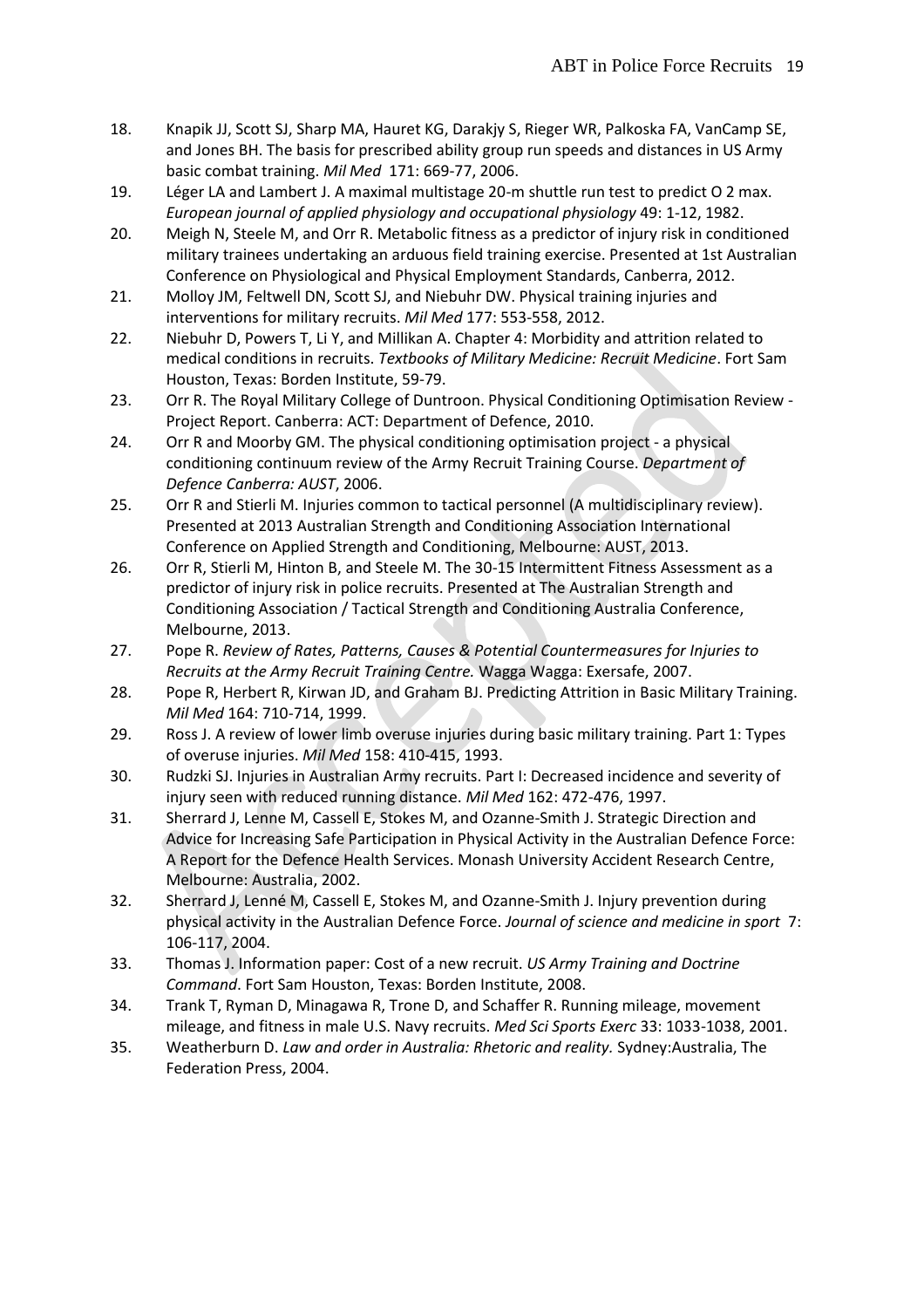18. Knapik JJ, Scott SJ, Sharp MA, Hauret KG, Darakjy S, Rieger WR, Palkoska FA, VanCamp SE, and Jones BH. The basis for prescribed ability group run speeds and distances in US Army basic combat training. *Mil Med* 171: 669-77, 2006.
19. Léger LA and Lambert J. A maximal multistage 20-m shuttle run test to predict O 2 max. *European journal of applied physiology and occupational physiology* 49: 1-12, 1982.
20. Meigh N, Steele M, and Orr R. Metabolic fitness as a predictor of injury risk in conditioned military trainees undertaking an arduous field training exercise. Presented at 1st Australian Conference on Physiological and Physical Employment Standards, Canberra, 2012.
21. Molloy JM, Feltwell DN, Scott SJ, and Niebuhr DW. Physical training injuries and interventions for military recruits. *Mil Med* 177: 553-558, 2012.
22. Niebuhr D, Powers T, Li Y, and Millikan A. Chapter 4: Morbidity and attrition related to medical conditions in recruits. *Textbooks of Military Medicine: Recruit Medicine*. Fort Sam Houston, Texas: Borden Institute, 59-79.
23. Orr R. The Royal Military College of Duntroon. Physical Conditioning Optimisation Review - Project Report. Canberra: ACT: Department of Defence, 2010.
24. Orr R and Moorby GM. The physical conditioning optimisation project - a physical conditioning continuum review of the Army Recruit Training Course. *Department of Defence Canberra: AUST*, 2006.
25. Orr R and Stierli M. Injuries common to tactical personnel (A multidisciplinary review). Presented at 2013 Australian Strength and Conditioning Association International Conference on Applied Strength and Conditioning, Melbourne: AUST, 2013.
26. Orr R, Stierli M, Hinton B, and Steele M. The 30-15 Intermittent Fitness Assessment as a predictor of injury risk in police recruits. Presented at The Australian Strength and Conditioning Association / Tactical Strength and Conditioning Australia Conference, Melbourne, 2013.
27. Pope R. *Review of Rates, Patterns, Causes & Potential Countermeasures for Injuries to Recruits at the Army Recruit Training Centre.* Wagga Wagga: Exersafe, 2007.
28. Pope R, Herbert R, Kirwan JD, and Graham BJ. Predicting Attrition in Basic Military Training. *Mil Med* 164: 710-714, 1999.
29. Ross J. A review of lower limb overuse injuries during basic military training. Part 1: Types of overuse injuries. *Mil Med* 158: 410-415, 1993.
30. Rudzki SJ. Injuries in Australian Army recruits. Part I: Decreased incidence and severity of injury seen with reduced running distance. *Mil Med* 162: 472-476, 1997.
31. Sherrard J, Lenne M, Cassell E, Stokes M, and Ozanne-Smith J. Strategic Direction and Advice for Increasing Safe Participation in Physical Activity in the Australian Defence Force: A Report for the Defence Health Services. Monash University Accident Research Centre, Melbourne: Australia, 2002.
32. Sherrard J, Lenné M, Cassell E, Stokes M, and Ozanne-Smith J. Injury prevention during physical activity in the Australian Defence Force. *Journal of science and medicine in sport* 7: 106-117, 2004.
33. Thomas J. Information paper: Cost of a new recruit. *US Army Training and Doctrine Command*. Fort Sam Houston, Texas: Borden Institute, 2008.
34. Trank T, Ryman D, Minagawa R, Trone D, and Schaffer R. Running mileage, movement mileage, and fitness in male U.S. Navy recruits. *Med Sci Sports Exerc* 33: 1033-1038, 2001.
35. Weatherburn D. *Law and order in Australia: Rhetoric and reality.* Sydney:Australia, The Federation Press, 2004.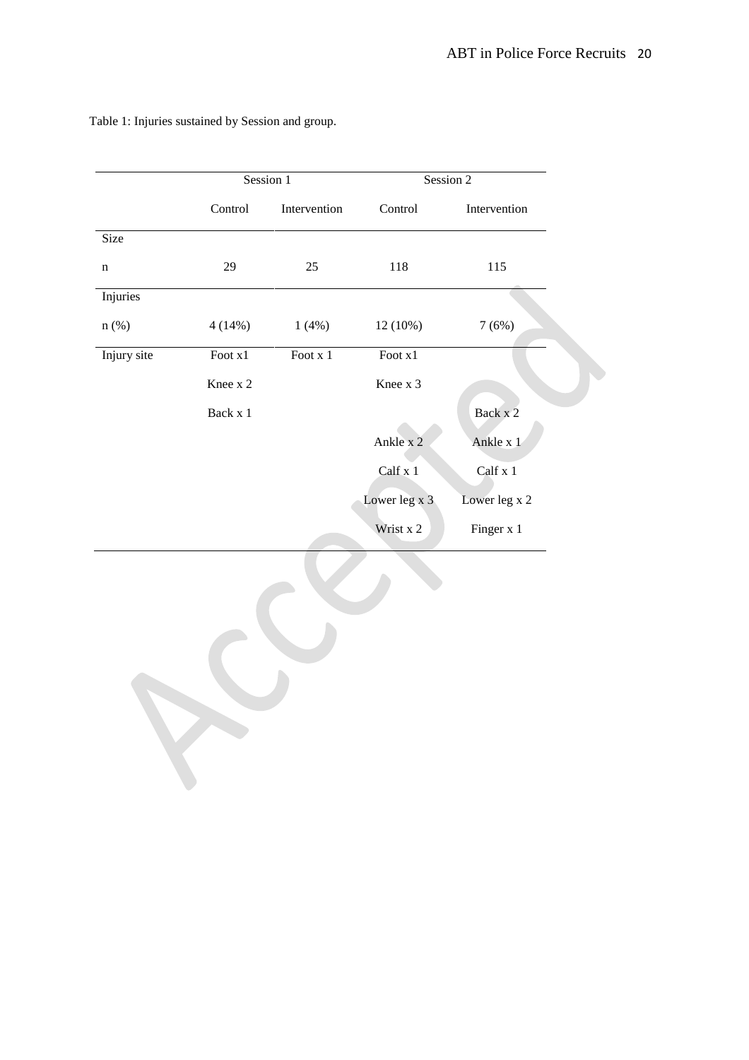Table 1: Injuries sustained by Session and group.

| | Session 1 | | Session 2 | |
|---|---|---|---|---|
| | Control | Intervention | Control | Intervention |
| Size | | | | |
| n | 29 | 25 | 118 | 115 |
| Injuries | | | | |
| n (%) | 4 (14%) | 1 (4%) | 12 (10%) | 7 (6%) |
| Injury site | Foot x1 | Foot x 1 | Foot x1 | |
| | Knee x 2 | | Knee x 3 | |
| | Back x 1 | | | Back x 2 |
| | | | Ankle x 2 | Ankle x 1 |
| | | | Calf x 1 | Calf x 1 |
| | | | Lower leg x 3 | Lower leg x 2 |
| | | | Wrist x 2 | Finger x 1 |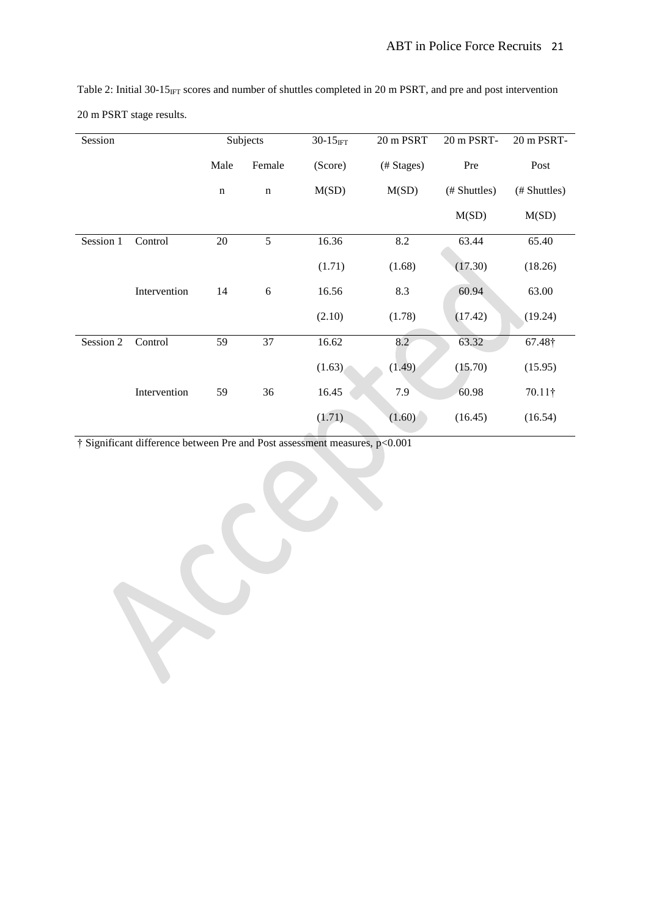Table 2: Initial 30-15$_{IFT}$ scores and number of shuttles completed in 20 m PSRT, and pre and post intervention 20 m PSRT stage results.

| Session | | Subjects | | 30-15$_{IFT}$ | 20 m PSRT | 20 m PSRT-Pre | 20 m PSRT-Post |
|---|---|---|---|---|---|---|---|
| | | Male | Female | (Score) | (# Stages) | (# Shuttles) | (# Shuttles) |
| | | n | n | M(SD) | M(SD) | M(SD) | M(SD) |
| Session 1 | Control | 20 | 5 | 16.36 (1.71) | 8.2 (1.68) | 63.44 (17.30) | 65.40 (18.26) |
| | Intervention | 14 | 6 | 16.56 (2.10) | 8.3 (1.78) | 60.94 (17.42) | 63.00 (19.24) |
| Session 2 | Control | 59 | 37 | 16.62 (1.63) | 8.2 (1.49) | 63.32 (15.70) | 67.48† (15.95) |
| | Intervention | 59 | 36 | 16.45 (1.71) | 7.9 (1.60) | 60.98 (16.45) | 70.11† (16.54) |

† Significant difference between Pre and Post assessment measures, $p<0.001$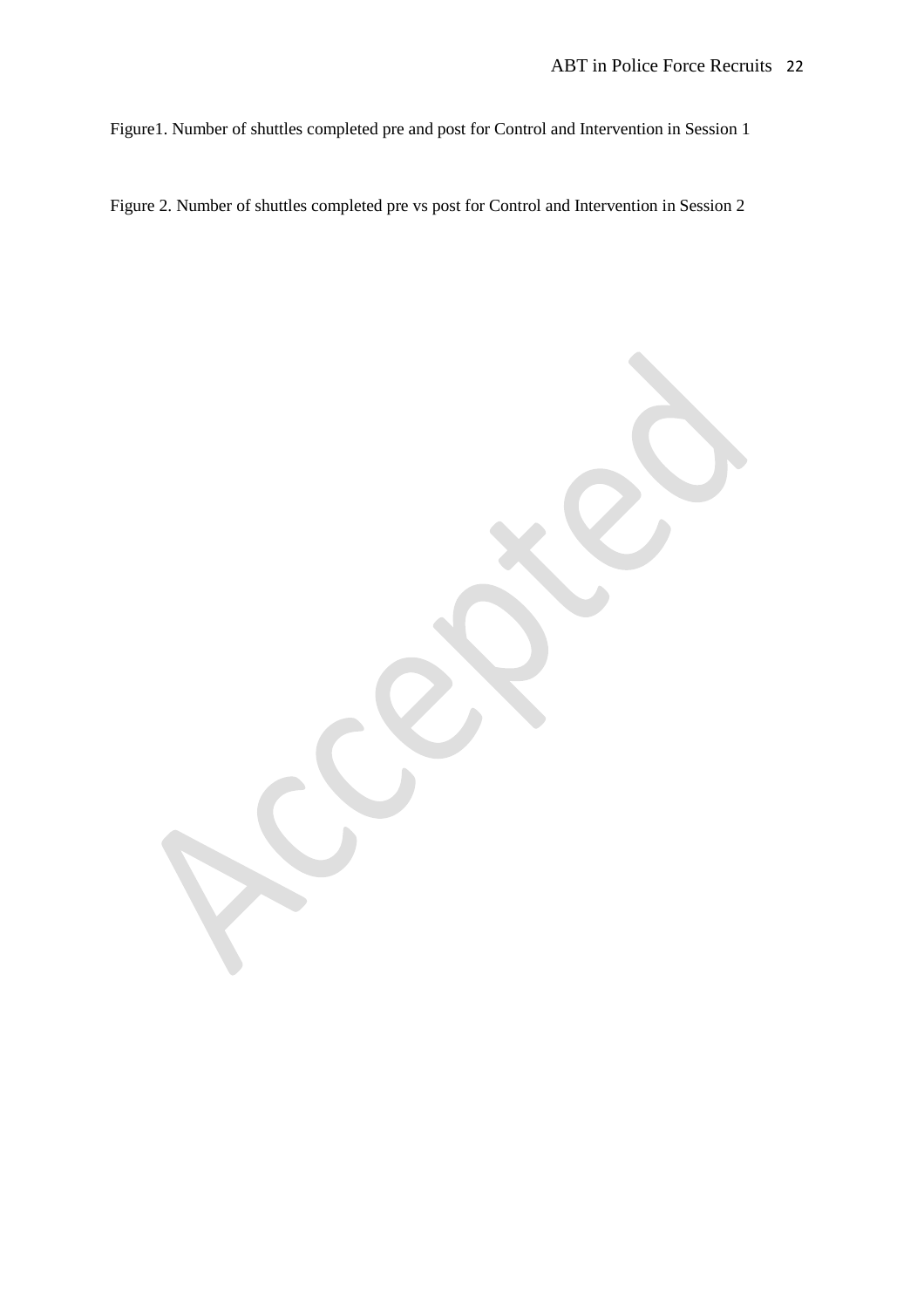Figure1. Number of shuttles completed pre and post for Control and Intervention in Session 1

Figure 2. Number of shuttles completed pre vs post for Control and Intervention in Session 2